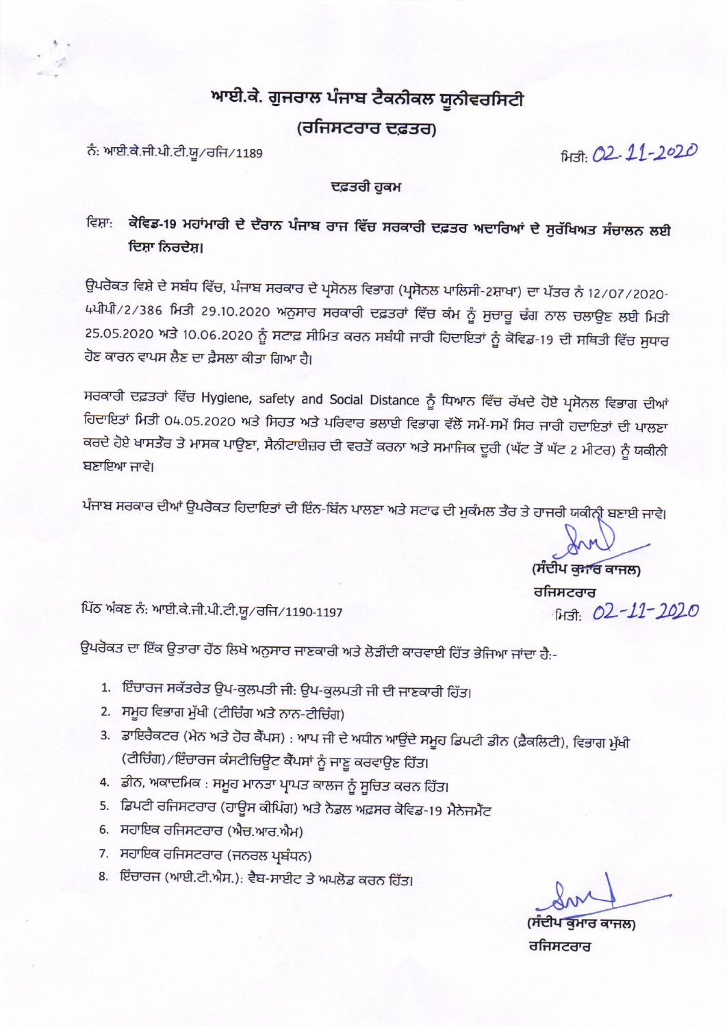# ਆਈ.ਕੇ. ਗੁਜਰਾਲ ਪੰਜਾਬ ਟੈਕਨੀਕਲ ਯੂਨੀਵਰਸਿਟੀ

## (ਰਜਿਸਟਰਾਰ ਦਫ਼ਤਰ)

ਨੰ: ਆਈ.ਕੇ.ਜੀ.ਪੀ.ਟੀ.ਯੂ/ਰਜਿ/1189

ਮਿਤੀ: 02-11-2020

### ਦਫ਼ਤਰੀ ਹੁਕਮ

ਵਿਸ਼ਾ: **ਕੋਵਿਡ-19 ਮਹਾਂਮਾਰੀ ਦੇ ਦੌਰਾਨ ਪੰਜਾਬ ਰਾਜ ਵਿੱਚ ਸਰਕਾਰੀ ਦਫ਼ਤਰ ਅਦਾਰਿਆਂ ਦੇ ਸੁਰੱਖਿਅਤ ਸੰਚਾਲਨ ਲਈ ਦਿਸ਼ਾ ਨਿਰਦੇਸ਼।**

ਉਪਰੋਕਤ ਵਿਸ਼ੇ ਦੇ ਸਬੰਧ ਵਿੱਚ, ਪੰਜਾਬ ਸਰਕਾਰ ਦੇ ਪ੍ਰਸੋਨਲ ਵਿਭਾਗ (ਪ੍ਰਸੋਨਲ ਪਾਲਿਸੀ-2ਸ਼ਾਖਾ) ਦਾ ਪੱਤਰ ਨੰ 12/07/2020-5ਪੀਪੀ/2/386 ਮਿਤੀ 29.10.2020 ਅਨੁਸਾਰ ਸਰਕਾਰੀ ਦਫ਼ਤਰਾਂ ਵਿੱਚ ਕੰਮ ਨੂੰ ਸੁਚਾਰੂ ਢੰਗ ਨਾਲ ਚਲਾਉਣ ਲਈ ਮਿਤੀ 25.05.2020 ਅਤੇ 10.06.2020 ਨੂੰ ਸਟਾਫ਼ ਸੀਮਿਤ ਕਰਨ ਸਬੰਧੀ ਜਾਰੀ ਹਿਦਾਇਤਾਂ ਨੂੰ ਕੋਵਿਡ-19 ਦੀ ਸਥਿਤੀ ਵਿੱਚ ਸੁਧਾਰ ਹੋਣ ਕਾਰਨ ਵਾਪਸ ਲੈਣ ਦਾ ਫ਼ੈਸਲਾ ਕੀਤਾ ਗਿਆ ਹੈ।

ਸਰਕਾਰੀ ਦਫ਼ਤਰਾਂ ਵਿੱਚ Hygiene, safety and Social Distance ਨੂੰ ਧਿਆਨ ਵਿੱਚ ਰੱਖਦੇ ਹੋਏ ਪ੍ਰਸੋਨਲ ਵਿਭਾਗ ਦੀਆਂ ਹਿਦਾਇਤਾਂ ਮਿਤੀ 04.05.2020 ਅਤੇ ਸਿਹਤ ਅਤੇ ਪਰਿਵਾਰ ਭਲਾਈ ਵਿਭਾਗ ਵੱਲੋਂ ਸਮੇਂ-ਸਮੇਂ ਸਿਰ ਜਾਰੀ ਹਦਾਇਤਾਂ ਦੀ ਪਾਲਣਾ ਕਰਦੇ ਹੋਏ ਖਾਸਤੌਰ ਤੇ ਮਾਸਕ ਪਾਉਣਾ, ਸੈਨੀਟਾਈਜ਼ਰ ਦੀ ਵਰਤੋਂ ਕਰਨਾ ਅਤੇ ਸਮਾਜਿਕ ਦੂਰੀ (ਘੱਟ ਤੋਂ ਘੱਟ 2 ਮੀਟਰ) ਨੂੰ ਯਕੀਨੀ ਬਣਾਇਆ ਜਾਵੇ।

ਪੰਜਾਬ ਸਰਕਾਰ ਦੀਆਂ ਉਪਰੋਕਤ ਹਿਦਾਇਤਾਂ ਦੀ ਇੰਨ-ਬਿੰਨ ਪਾਲਣਾ ਅਤੇ ਸਟਾਫ ਦੀ ਮੁਕੰਮਲ ਤੌਰ ਤੇ ਹਾਜਰੀ ਯਕੀਨੀ ਬਣਾਈ ਜਾਵੇ।

(ਸੰਦੀਪ ਕੁਮਾਰ ਕਾਜਲ)
ਰਜਿਸਟਰਾਰ
ਮਿਤੀ: 02-11-2020

ਪਿੱਠ ਅੰਕਣ ਨੰ: ਆਈ.ਕੇ.ਜੀ.ਪੀ.ਟੀ.ਯੂ/ਰਜਿ/1190-1197

ਉਪਰੋਕਤ ਦਾ ਇੱਕ ਉਤਾਰਾ ਹੇਠ ਲਿਖੇ ਅਨੁਸਾਰ ਜਾਣਕਾਰੀ ਅਤੇ ਲੋੜੀਂਦੀ ਕਾਰਵਾਈ ਹਿੱਤ ਭੇਜਿਆ ਜਾਂਦਾ ਹੈ:-

1. ਇੰਚਾਰਜ ਸਕੱਤਰੇਤ ਉਪ-ਕੁਲਪਤੀ ਜੀ: ਉਪ-ਕੁਲਪਤੀ ਜੀ ਦੀ ਜਾਣਕਾਰੀ ਹਿੱਤ।
2. ਸਮੂਹ ਵਿਭਾਗ ਮੁੱਖੀ (ਟੀਚਿੰਗ ਅਤੇ ਨਾਨ-ਟੀਚਿੰਗ)
3. ਡਾਇਰੈਕਟਰ (ਮੇਨ ਅਤੇ ਹੋਰ ਕੈਂਪਸ) : ਆਪ ਜੀ ਦੇ ਅਧੀਨ ਆਉਂਦੇ ਸਮੂਹ ਡਿਪਟੀ ਡੀਨ (ਫ਼ੈਕਲਿਟੀ), ਵਿਭਾਗ ਮੁੱਖੀ (ਟੀਚਿੰਗ)/ਇੰਚਾਰਜ ਕੰਸਟੀਚਿਊਟ ਕੈਂਪਸਾਂ ਨੂੰ ਜਾਣੂ ਕਰਵਾਉਣ ਹਿੱਤ।
4. ਡੀਨ, ਅਕਾਦਮਿਕ : ਸਮੂਹ ਮਾਨਤਾ ਪ੍ਰਾਪਤ ਕਾਲਜ ਨੂੰ ਸੂਚਿਤ ਕਰਨ ਹਿੱਤ।
5. ਡਿਪਟੀ ਰਜਿਸਟਰਾਰ (ਹਾਊਸ ਕੀਪਿੰਗ) ਅਤੇ ਨੋਡਲ ਅਫ਼ਸਰ ਕੋਵਿਡ-19 ਮੈਨੇਜਮੈਂਟ
6. ਸਹਾਇਕ ਰਜਿਸਟਰਾਰ (ਐਚ.ਆਰ.ਐਮ)
7. ਸਹਾਇਕ ਰਜਿਸਟਰਾਰ (ਜਨਰਲ ਪ੍ਰਬੰਧਨ)
8. ਇੰਚਾਰਜ (ਆਈ.ਟੀ.ਐਸ.): ਵੈਬ-ਸਾਈਟ ਤੇ ਅਪਲੋਡ ਕਰਨ ਹਿੱਤ।

(ਸੰਦੀਪ ਕੁਮਾਰ ਕਾਜਲ)
ਰਜਿਸਟਰਾਰ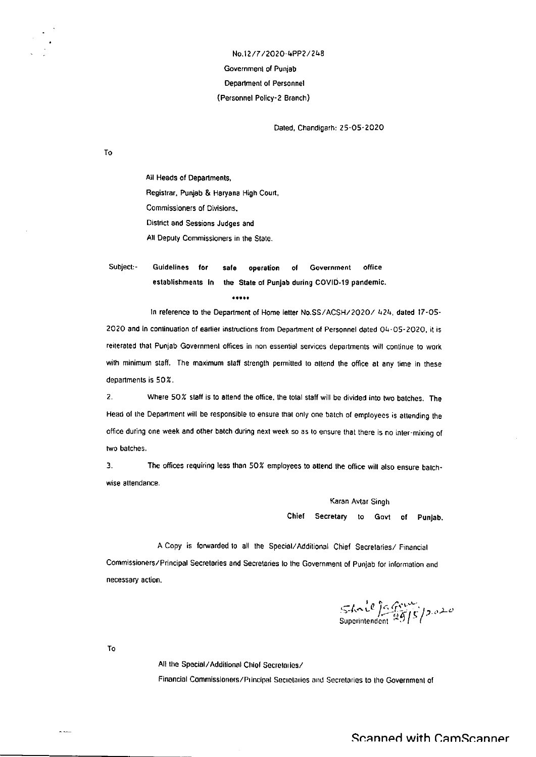No.12/7/2020-4PP2/248

Government of Punjab

Department of Personnel

(Personnel Policy-2 Branch)

Dated, Chandigarh: 25-05-2020

To

All Heads of Departments,
Registrar, Punjab & Haryana High Court,
Commissioners of Divisions,
District and Sessions Judges and
All Deputy Commissioners in the State.

**Subject:- Guidelines for safe operation of Government office establishments in the State of Punjab during COVID-19 pandemic.**

\*\*\*\*\*

In reference to the Department of Home letter No.SS/ACSH/2020/ 424, dated 17-05-2020 and in continuation of earlier instructions from Department of Personnel dated 04-05-2020, it is reiterated that Punjab Government offices in non essential services departments will continue to work with minimum staff. The maximum staff strength permitted to attend the office at any time in these departments is 50%.

2. Where 50% staff is to attend the office, the total staff will be divided into two batches. The Head of the Department will be responsible to ensure that only one batch of employees is attending the office during one week and other batch during next week so as to ensure that there is no inter-mixing of two batches.

3. The offices requiring less than 50% employees to attend the office will also ensure batch-wise attendance.

Karan Avtar Singh

**Chief Secretary to Govt of Punjab.**

A Copy is forwarded to all the Special/Additional Chief Secretaries/ Financial Commissioners/Principal Secretaries and Secretaries to the Government of Punjab for information and necessary action.

Sd/- 25/5/2020
Superintendent

To

All the Special/Additional Chief Secretaries/
Financial Commissioners/Principal Secretaries and Secretaries to the Government of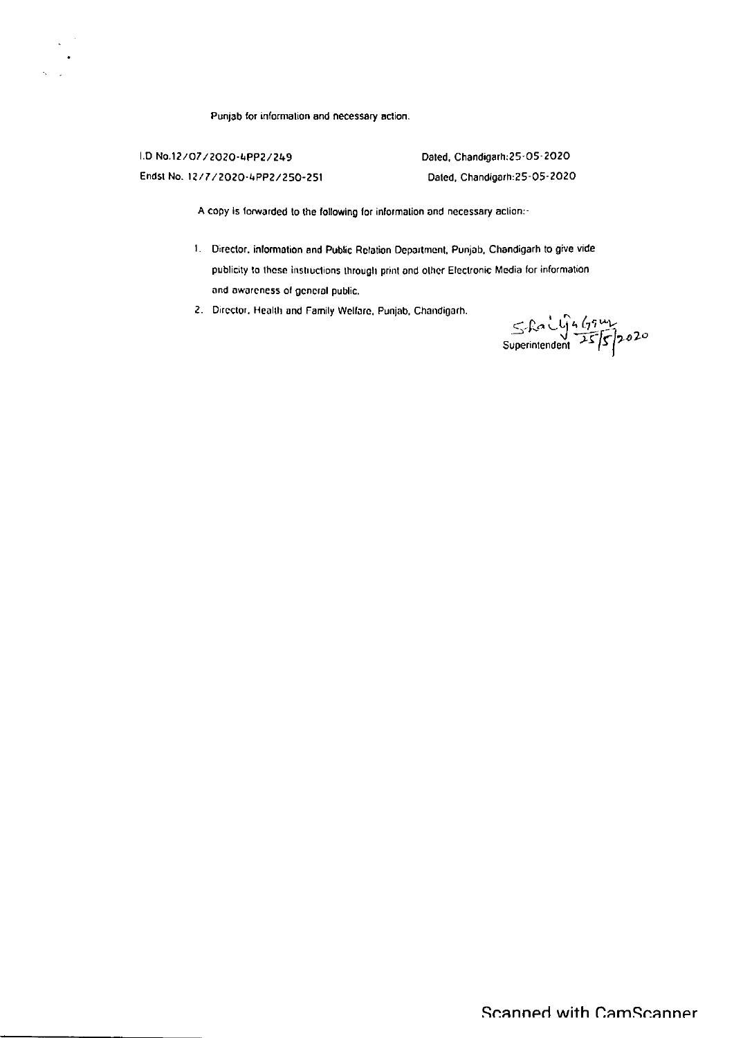Punjab for information and necessary action.

I.D No.12/07/2020-4PP2/249 Dated, Chandigarh:25-05-2020

Endst No. 12/7/2020-4PP2/250-251 Dated, Chandigarh:25-05-2020

A copy is forwarded to the following for information and necessary action:-

1. Director, Information and Public Relation Department, Punjab, Chandigarh to give vide publicity to these instructions through print and other Electronic Media for information and awareness of general public.
2. Director, Health and Family Welfare, Punjab, Chandigarh.

Superintendent 25/5/2020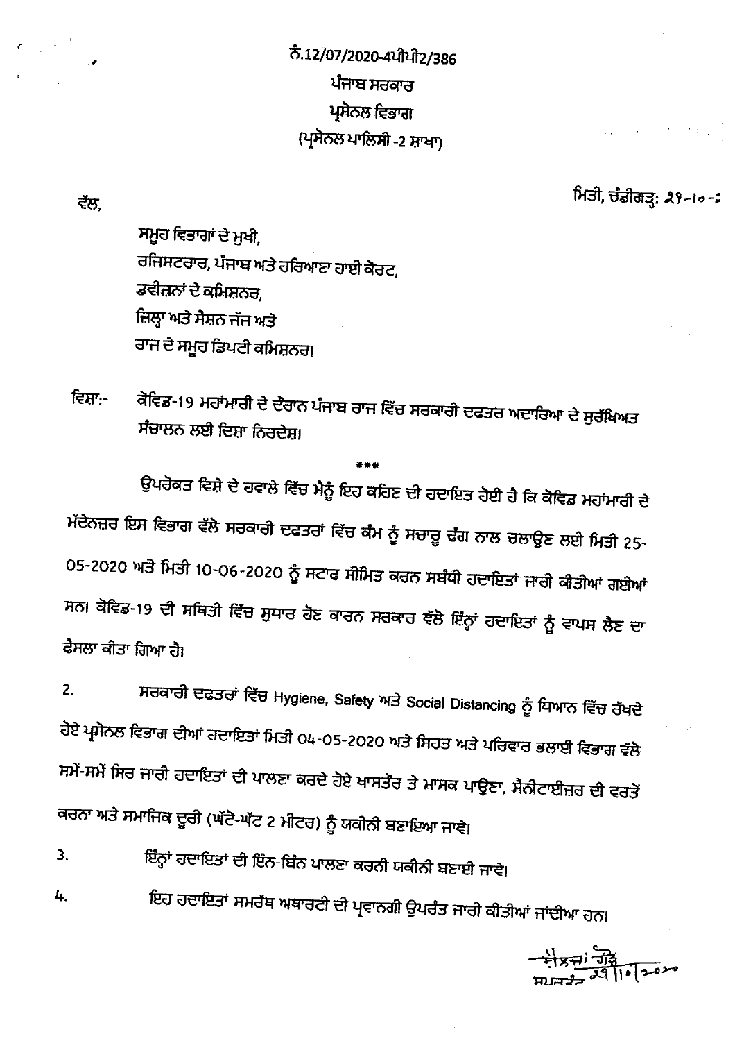ਨੰ.12/07/2020-4ਪੀਪੀ2/386

ਪੰਜਾਬ ਸਰਕਾਰ

ਪ੍ਰਸੋਨਲ ਵਿਭਾਗ

(ਪ੍ਰਸੋਨਲ ਪਾਲਿਸੀ -2 ਸ਼ਾਖਾ)

ਵੱਲ,

ਮਿਤੀ, ਚੰਡੀਗੜ੍ਹ: 29-10-2

ਸਮੂਹ ਵਿਭਾਗਾਂ ਦੇ ਮੁਖੀ,
ਰਜਿਸਟਰਾਰ, ਪੰਜਾਬ ਅਤੇ ਹਰਿਆਣਾ ਹਾਈ ਕੋਰਟ,
ਡਵੀਜ਼ਨਾਂ ਦੇ ਕਮਿਸ਼ਨਰ,
ਜ਼ਿਲ੍ਹਾ ਅਤੇ ਸੈਸ਼ਨ ਜੱਜ ਅਤੇ
ਰਾਜ ਦੇ ਸਮੂਹ ਡਿਪਟੀ ਕਮਿਸ਼ਨਰ।

ਵਿਸ਼ਾ:- ਕੋਵਿਡ-19 ਮਹਾਂਮਾਰੀ ਦੇ ਦੌਰਾਨ ਪੰਜਾਬ ਰਾਜ ਵਿੱਚ ਸਰਕਾਰੀ ਦਫਤਰ ਅਦਾਰਿਆ ਦੇ ਸੁਰੱਖਿਅਤ ਸੰਚਾਲਨ ਲਈ ਦਿਸ਼ਾ ਨਿਰਦੇਸ਼।

\*\*\*

ਉਪਰੋਕਤ ਵਿਸ਼ੇ ਦੇ ਹਵਾਲੇ ਵਿੱਚ ਮੈਨੂੰ ਇਹ ਕਹਿਣ ਦੀ ਹਦਾਇਤ ਹੋਈ ਹੈ ਕਿ ਕੋਵਿਡ ਮਹਾਂਮਾਰੀ ਦੇ ਮੱਦੇਨਜ਼ਰ ਇਸ ਵਿਭਾਗ ਵੱਲੋ ਸਰਕਾਰੀ ਦਫਤਰਾਂ ਵਿੱਚ ਕੰਮ ਨੂੰ ਸਚਾਰੂ ਢੰਗ ਨਾਲ ਚਲਾਉਣ ਲਈ ਮਿਤੀ 25-05-2020 ਅਤੇ ਮਿਤੀ 10-06-2020 ਨੂੰ ਸਟਾਫ ਸੀਮਿਤ ਕਰਨ ਸਬੰਧੀ ਹਦਾਇਤਾਂ ਜਾਰੀ ਕੀਤੀਆਂ ਗਈਆਂ ਸਨ। ਕੋਵਿਡ-19 ਦੀ ਸਥਿਤੀ ਵਿੱਚ ਸੁਧਾਰ ਹੋਣ ਕਾਰਨ ਸਰਕਾਰ ਵੱਲੋ ਇੰਨ੍ਹਾਂ ਹਦਾਇਤਾਂ ਨੂੰ ਵਾਪਸ ਲੈਣ ਦਾ ਫੈਸਲਾ ਕੀਤਾ ਗਿਆ ਹੈ।

2. ਸਰਕਾਰੀ ਦਫਤਰਾਂ ਵਿੱਚ Hygiene, Safety ਅਤੇ Social Distancing ਨੂੰ ਧਿਆਨ ਵਿੱਚ ਰੱਖਦੇ ਹੋਏ ਪ੍ਰਸੋਨਲ ਵਿਭਾਗ ਦੀਆਂ ਹਦਾਇਤਾਂ ਮਿਤੀ 04-05-2020 ਅਤੇ ਸਿਹਤ ਅਤੇ ਪਰਿਵਾਰ ਭਲਾਈ ਵਿਭਾਗ ਵੱਲੋ ਸਮੇਂ-ਸਮੇਂ ਸਿਰ ਜਾਰੀ ਹਦਾਇਤਾਂ ਦੀ ਪਾਲਣਾ ਕਰਦੇ ਹੋਏ ਖਾਸਤੌਰ ਤੇ ਮਾਸਕ ਪਾਉਣਾ, ਸੈਨੀਟਾਈਜ਼ਰ ਦੀ ਵਰਤੋਂ ਕਰਨਾ ਅਤੇ ਸਮਾਜਿਕ ਦੂਰੀ (ਘੱਟੋ-ਘੱਟ 2 ਮੀਟਰ) ਨੂੰ ਯਕੀਨੀ ਬਣਾਇਆ ਜਾਵੇ।

3. ਇੰਨ੍ਹਾਂ ਹਦਾਇਤਾਂ ਦੀ ਇੰਨ-ਬਿੰਨ ਪਾਲਣਾ ਕਰਨੀ ਯਕੀਨੀ ਬਣਾਈ ਜਾਵੇ।

4. ਇਹ ਹਦਾਇਤਾਂ ਸਮਰੱਥ ਅਥਾਰਟੀ ਦੀ ਪ੍ਰਵਾਨਗੀ ਉਪਰੰਤ ਜਾਰੀ ਕੀਤੀਆਂ ਜਾਂਦੀਆ ਹਨ।

ਸਕੱਤਰ 29/10/2020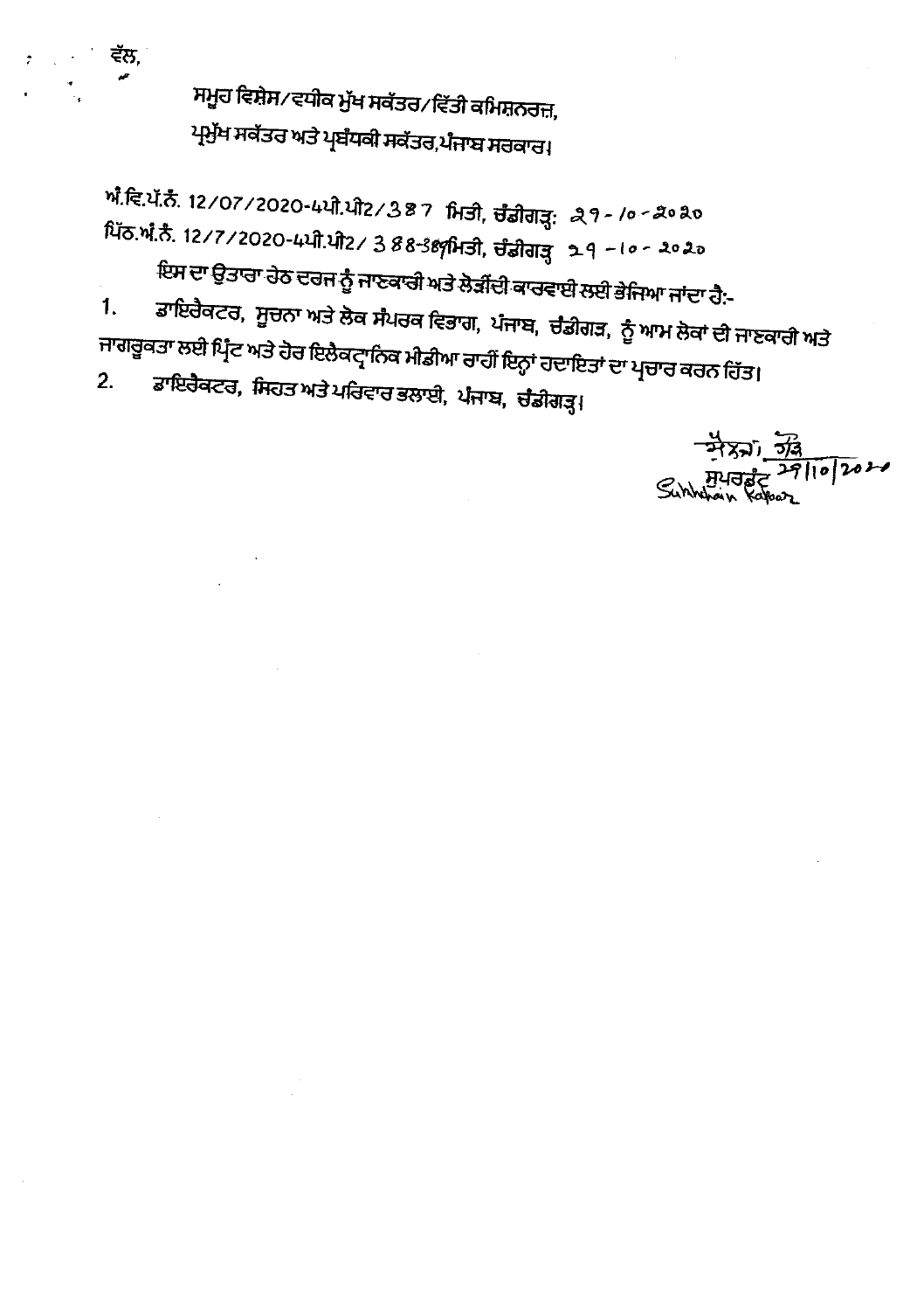ਵੱਲ,

ਸਮੂਹ ਵਿਸ਼ੇਸ/ਵਧੀਕ ਮੁੱਖ ਸਕੱਤਰ/ਵਿੱਤੀ ਕਮਿਸ਼ਨਰਜ਼,
ਪ੍ਰਮੁੱਖ ਸਕੱਤਰ ਅਤੇ ਪ੍ਰਬੰਧਕੀ ਸਕੱਤਰ,ਪੰਜਾਬ ਸਰਕਾਰ।

ਅੰ.ਵਿ.ਪੱ.ਨੰ. 12/07/2020-4ਪੀ.ਪੀ2/387 ਮਿਤੀ, ਚੰਡੀਗੜ੍ਹ: 29-10-2020
ਪਿੱਠ.ਅੰ.ਨੰ. 12/7/2020-4ਪੀ.ਪੀ2/388-389ਮਿਤੀ, ਚੰਡੀਗੜ੍ਹ 29-10-2020

ਇਸ ਦਾ ਉਤਾਰਾ ਹੇਠ ਦਰਜ ਨੂੰ ਜਾਣਕਾਰੀ ਅਤੇ ਲੋੜੀਂਦੀ ਕਾਰਵਾਈ ਲਈ ਭੇਜਿਆ ਜਾਂਦਾ ਹੈ:-

1. ਡਾਇਰੈਕਟਰ, ਸੂਚਨਾ ਅਤੇ ਲੋਕ ਸੰਪਰਕ ਵਿਭਾਗ, ਪੰਜਾਬ, ਚੰਡੀਗੜ, ਨੂੰ ਆਮ ਲੋਕਾਂ ਦੀ ਜਾਣਕਾਰੀ ਅਤੇ ਜਾਗਰੂਕਤਾ ਲਈ ਪ੍ਰਿੰਟ ਅਤੇ ਹੋਰ ਇਲੈਕਟ੍ਰਾਨਿਕ ਮੀਡੀਆ ਰਾਹੀਂ ਇਨ੍ਹਾਂ ਹਦਾਇਤਾਂ ਦਾ ਪ੍ਰਚਾਰ ਕਰਨ ਹਿੱਤ।
2. ਡਾਇਰੈਕਟਰ, ਸਿਹਤ ਅਤੇ ਪਰਿਵਾਰ ਭਲਾਈ, ਪੰਜਾਬ, ਚੰਡੀਗੜ੍ਹ।

ਸੁਪਰਡੰਟ 29/10/2020
Sukhdarshan Kapoor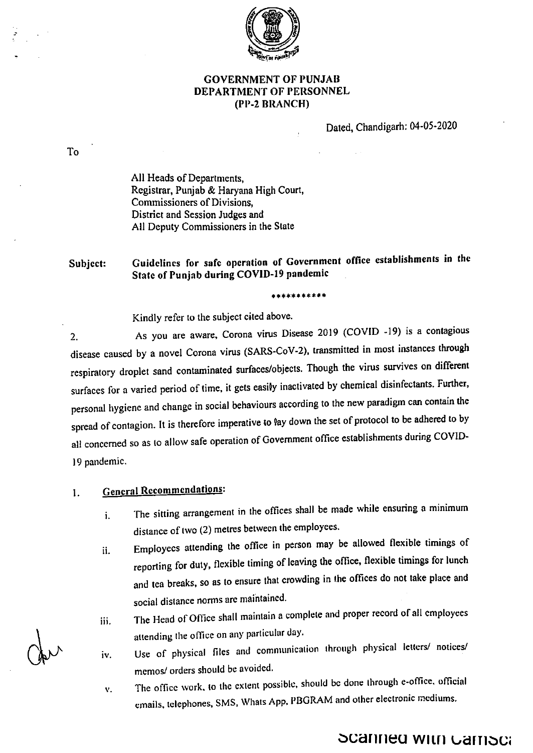**GOVERNMENT OF PUNJAB**
**DEPARTMENT OF PERSONNEL**
**(PP-2 BRANCH)**

Dated, Chandigarh: 04-05-2020

To

All Heads of Departments,
Registrar, Punjab & Haryana High Court,
Commissioners of Divisions,
District and Session Judges and
All Deputy Commissioners in the State

**Subject: Guidelines for safe operation of Government office establishments in the State of Punjab during COVID-19 pandemic**

***********

Kindly refer to the subject cited above.

2. As you are aware, Corona virus Disease 2019 (COVID -19) is a contagious disease caused by a novel Corona virus (SARS-CoV-2), transmitted in most instances through respiratory droplet sand contaminated surfaces/objects. Though the virus survives on different surfaces for a varied period of time, it gets easily inactivated by chemical disinfectants. Further, personal hygiene and change in social behaviours according to the new paradigm can contain the spread of contagion. It is therefore imperative to lay down the set of protocol to be adhered to by all concerned so as to allow safe operation of Government office establishments during COVID-19 pandemic.

1. **General Recommendations:**

   i. The sitting arrangement in the offices shall be made while ensuring a minimum distance of two (2) metres between the employees.

   ii. Employees attending the office in person may be allowed flexible timings of reporting for duty, flexible timing of leaving the office, flexible timings for lunch and tea breaks, so as to ensure that crowding in the offices do not take place and social distance norms are maintained.

   iii. The Head of Office shall maintain a complete and proper record of all employees attending the office on any particular day.

   iv. Use of physical files and communication through physical letters/ notices/ memos/ orders should be avoided.

   v. The office work, to the extent possible, should be done through e-office, official emails, telephones, SMS, Whats App, PBGRAM and other electronic mediums.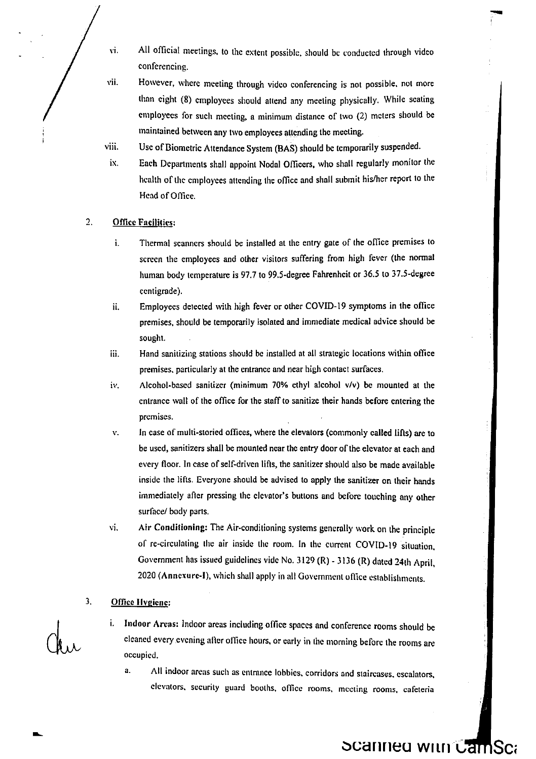vi. All official meetings, to the extent possible, should be conducted through video conferencing.

vii. However, where meeting through video conferencing is not possible, not more than eight (8) employees should attend any meeting physically. While seating employees for such meeting, a minimum distance of two (2) meters should be maintained between any two employees attending the meeting.

viii. Use of Biometric Attendance System (BAS) should be temporarily suspended.

ix. Each Departments shall appoint Nodal Officers, who shall regularly monitor the health of the employees attending the office and shall submit his/her report to the Head of Office.

2. **Office Facilities:**

i. Thermal scanners should be installed at the entry gate of the office premises to screen the employees and other visitors suffering from high fever (the normal human body temperature is 97.7 to 99.5-degree Fahrenheit or 36.5 to 37.5-degree centigrade).

ii. Employees detected with high fever or other COVID-19 symptoms in the office premises, should be temporarily isolated and immediate medical advice should be sought.

iii. Hand sanitizing stations should be installed at all strategic locations within office premises, particularly at the entrance and near high contact surfaces.

iv. Alcohol-based sanitizer (minimum 70% ethyl alcohol v/v) be mounted at the entrance wall of the office for the staff to sanitize their hands before entering the premises.

v. In case of multi-storied offices, where the elevators (commonly called lifts) are to be used, sanitizers shall be mounted near the entry door of the elevator at each and every floor. In case of self-driven lifts, the sanitizer should also be made available inside the lifts. Everyone should be advised to apply the sanitizer on their hands immediately after pressing the elevator's buttons and before touching any other surface/ body parts.

vi. **Air Conditioning:** The Air-conditioning systems generally work on the principle of re-circulating the air inside the room. In the current COVID-19 situation, Government has issued guidelines vide No. 3129 (R) - 3136 (R) dated 24th April, 2020 (**Annexure-I**), which shall apply in all Government office establishments.

3. **Office Hygiene:**

i. **Indoor Areas:** Indoor areas including office spaces and conference rooms should be cleaned every evening after office hours, or early in the morning before the rooms are occupied.

a. All indoor areas such as entrance lobbies, corridors and staircases, escalators, elevators, security guard booths, office rooms, meeting rooms, cafeteria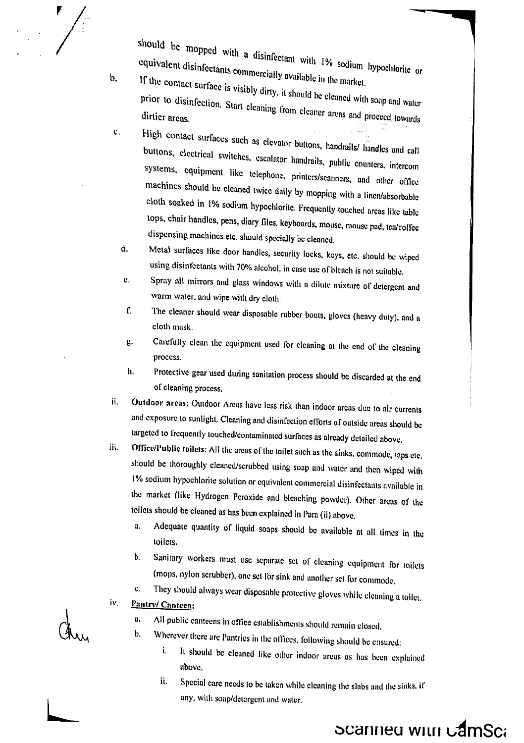should be mopped with a disinfectant with 1% sodium hypochlorite or equivalent disinfectants commercially available in the market.

b. If the contact surface is visibly dirty, it should be cleaned with soap and water prior to disinfection. Start cleaning from cleaner areas and proceed towards dirtier areas.

c. High contact surfaces such as elevator buttons, handrails/ handles and call buttons, electrical switches, escalator handrails, public counters, intercom systems, equipment like telephone, printers/scanners, and other office machines should be cleaned twice daily by mopping with a linen/absorbable cloth soaked in 1% sodium hypochlorite. Frequently touched areas like table tops, chair handles, pens, diary files, keyboards, mouse, mouse pad, tea/coffee dispensing machines etc. should specially be cleaned.

d. Metal surfaces like door handles, security locks, keys, etc. should be wiped using disinfectants with 70% alcohol, in case use of bleach is not suitable.

e. Spray all mirrors and glass windows with a dilute mixture of detergent and warm water, and wipe with dry cloth.

f. The cleaner should wear disposable rubber boots, gloves (heavy duty), and a cloth mask.

g. Carefully clean the equipment used for cleaning at the end of the cleaning process.

h. Protective gear used during sanitation process should be discarded at the end of cleaning process.

ii. **Outdoor areas:** Outdoor Areas have less risk than indoor areas due to air currents and exposure to sunlight. Cleaning and disinfection efforts of outside areas should be targeted to frequently touched/contaminated surfaces as already detailed above.

iii. **Office/Public toilets:** All the areas of the toilet such as the sinks, commode, taps etc. should be thoroughly cleaned/scrubbed using soap and water and then wiped with 1% sodium hypochlorite solution or equivalent commercial disinfectants available in the market (like Hydrogen Peroxide and bleaching powder). Other areas of the toilets should be cleaned as has been explained in Para (ii) above.

   a. Adequate quantity of liquid soaps should be available at all times in the toilets.

   b. Sanitary workers must use separate set of cleaning equipment for toilets (mops, nylon scrubber), one set for sink and another set for commode.

   c. They should always wear disposable protective gloves while cleaning a toilet.

iv. **Pantry/ Canteen:**

   a. All public canteens in office establishments should remain closed.

   b. Wherever there are Pantries in the offices, following should be ensured:

      i. It should be cleaned like other indoor areas as has been explained above.

      ii. Special care needs to be taken while cleaning the slabs and the sinks, if any, with soap/detergent and water.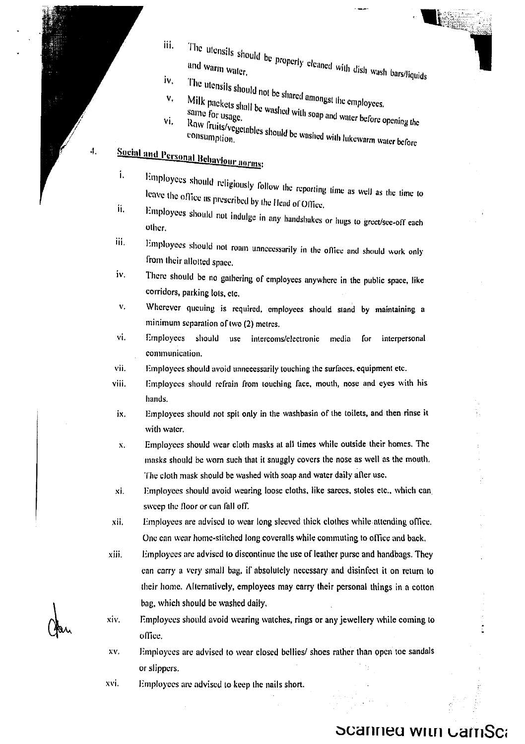iii. The utensils should be properly cleaned with dish wash bars/liquids and warm water.

iv. The utensils should not be shared amongst the employees.

v. Milk packets shall be washed with soap and water before opening the same for usage.

vi. Raw fruits/vegetables should be washed with lukewarm water before consumption.

4. **Social and Personal Behaviour norms:**

i. Employees should religiously follow the reporting time as well as the time to leave the office as prescribed by the Head of Office.

ii. Employees should not indulge in any handshakes or hugs to greet/see-off each other.

iii. Employees should not roam unnecessarily in the office and should work only from their allotted space.

iv. There should be no gathering of employees anywhere in the public space, like corridors, parking lots, etc.

v. Wherever queuing is required, employees should stand by maintaining a minimum separation of two (2) metres.

vi. Employees should use intercoms/electronic media for interpersonal communication.

vii. Employees should avoid unnecessarily touching the surfaces, equipment etc.

viii. Employees should refrain from touching face, mouth, nose and eyes with his hands.

ix. Employees should not spit only in the washbasin of the toilets, and then rinse it with water.

x. Employees should wear cloth masks at all times while outside their homes. The masks should be worn such that it snuggly covers the nose as well as the mouth. The cloth mask should be washed with soap and water daily after use.

xi. Employees should avoid wearing loose cloths, like sarees, stoles etc., which can sweep the floor or can fall off.

xii. Employees are advised to wear long sleeved thick clothes while attending office. One can wear home-stitched long coveralls while commuting to office and back.

xiii. Employees are advised to discontinue the use of leather purse and handbags. They can carry a very small bag, if absolutely necessary and disinfect it on return to their home. Alternatively, employees may carry their personal things in a cotton bag, which should be washed daily.

xiv. Employees should avoid wearing watches, rings or any jewellery while coming to office.

xv. Employees are advised to wear closed bellies/ shoes rather than open toe sandals or slippers.

xvi. Employees are advised to keep the nails short.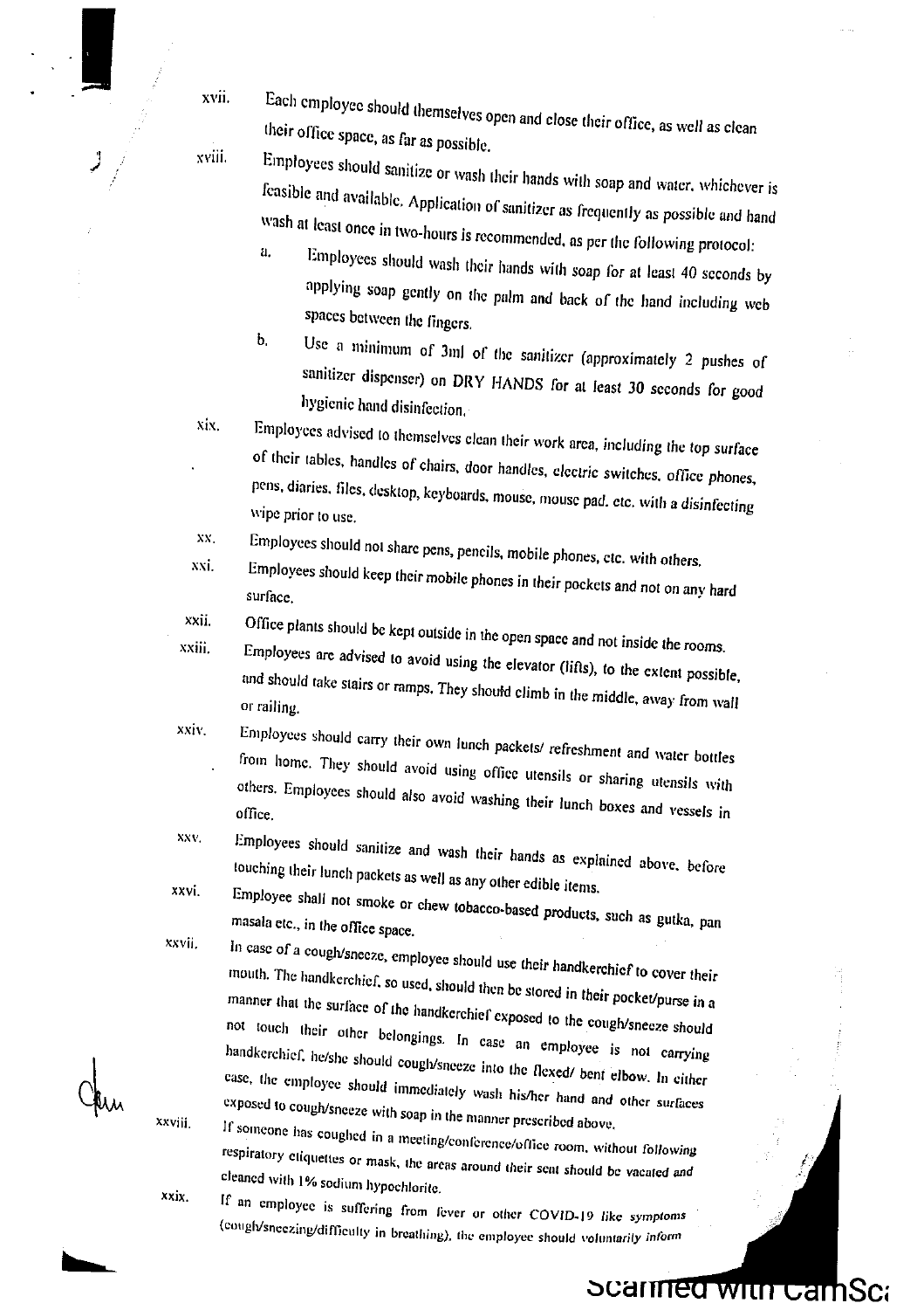xvii. Each employee should themselves open and close their office, as well as clean their office space, as far as possible.

xviii. Employees should sanitize or wash their hands with soap and water, whichever is feasible and available. Application of sanitizer as frequently as possible and hand wash at least once in two-hours is recommended, as per the following protocol:

   a. Employees should wash their hands with soap for at least 40 seconds by applying soap gently on the palm and back of the hand including web spaces between the fingers.

   b. Use a minimum of 3ml of the sanitizer (approximately 2 pushes of sanitizer dispenser) on DRY HANDS for at least 30 seconds for good hygienic hand disinfection.

xix. Employees advised to themselves clean their work area, including the top surface of their tables, handles of chairs, door handles, electric switches, office phones, pens, diaries, files, desktop, keyboards, mouse, mouse pad, etc. with a disinfecting wipe prior to use.

xx. Employees should not share pens, pencils, mobile phones, etc. with others.

xxi. Employees should keep their mobile phones in their pockets and not on any hard surface.

xxii. Office plants should be kept outside in the open space and not inside the rooms.

xxiii. Employees are advised to avoid using the elevator (lifts), to the extent possible, and should take stairs or ramps. They should climb in the middle, away from wall or railing.

xxiv. Employees should carry their own lunch packets/ refreshment and water bottles from home. They should avoid using office utensils or sharing utensils with others. Employees should also avoid washing their lunch boxes and vessels in office.

xxv. Employees should sanitize and wash their hands as explained above, before touching their lunch packets as well as any other edible items.

xxvi. Employee shall not smoke or chew tobacco-based products, such as gutka, pan masala etc., in the office space.

xxvii. In case of a cough/sneeze, employee should use their handkerchief to cover their mouth. The handkerchief, so used, should then be stored in their pocket/purse in a manner that the surface of the handkerchief exposed to the cough/sneeze should not touch their other belongings. In case an employee is not carrying handkerchief, he/she should cough/sneeze into the flexed/ bent elbow. In either case, the employee should immediately wash his/her hand and other surfaces exposed to cough/sneeze with soap in the manner prescribed above.

xxviii. If someone has coughed in a meeting/conference/office room, without following respiratory etiquettes or mask, the areas around their seat should be vacated and cleaned with 1% sodium hypochlorite.

xxix. If an employee is suffering from fever or other COVID-19 like symptoms (cough/sneezing/difficulty in breathing), the employee should voluntarily inform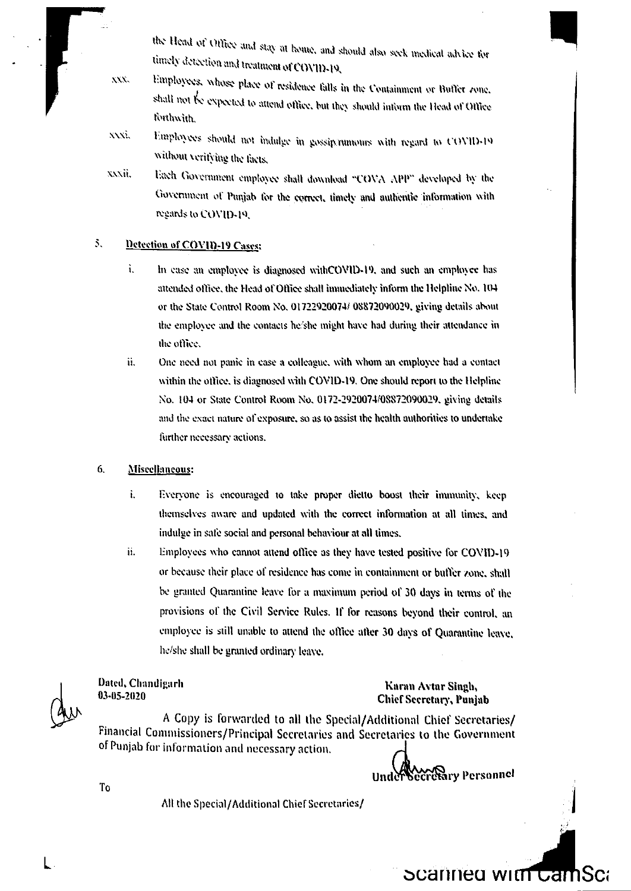the Head of Office and stay at home, and should also seek medical advice for timely detection and treatment of COVID-19.

xxx. Employees, whose place of residence falls in the Containment or Buffer zone, shall not be expected to attend office, but they should inform the Head of Office forthwith.

xxxi. Employees should not indulge in gossip/rumours with regard to COVID-19 without verifying the facts.

xxxii. Each Government employee shall download "COVA APP" developed by the Government of Punjab for the correct, timely and authentic information with regards to COVID-19.

5. **Detection of COVID-19 Cases:**

i. In case an employee is diagnosed withCOVID-19, and such an employee has attended office, the Head of Office shall immediately inform the Helpline No. 104 or the State Control Room No. 01722920074/ 08872090029, giving details about the employee and the contacts he/she might have had during their attendance in the office.

ii. One need not panic in case a colleague, with whom an employee had a contact within the office, is diagnosed with COVID-19. One should report to the Helpline No. 104 or State Control Room No. 0172-2920074/08872090029, giving details and the exact nature of exposure, so as to assist the health authorities to undertake further necessary actions.

6. **Miscellaneous:**

i. Everyone is encouraged to take proper dietto boost their immunity, keep themselves aware and updated with the correct information at all times, and indulge in safe social and personal behaviour at all times.

ii. Employees who cannot attend office as they have tested positive for COVID-19 or because their place of residence has come in containment or buffer zone, shall be granted Quarantine leave for a maximum period of 30 days in terms of the provisions of the Civil Service Rules. If for reasons beyond their control, an employee is still unable to attend the office after 30 days of Quarantine leave, he/she shall be granted ordinary leave.

**Dated, Chandigarh**
**03-05-2020**

**Karan Avtar Singh,**
**Chief Secretary, Punjab**

A Copy is forwarded to all the Special/Additional Chief Secretaries/ Financial Commissioners/Principal Secretaries and Secretaries to the Government of Punjab for information and necessary action.

**Under Secretary Personnel**

To

All the Special/Additional Chief Secretaries/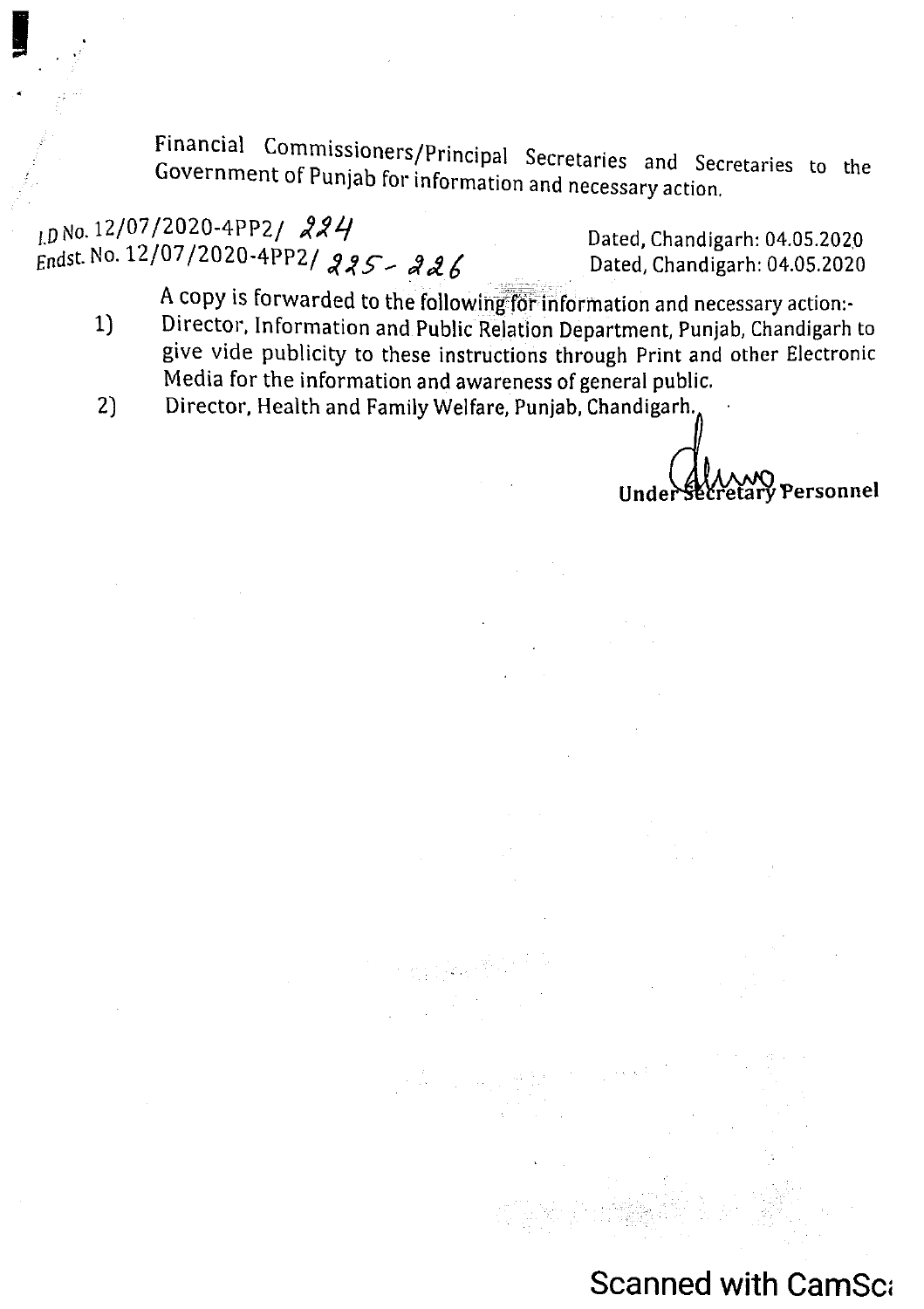Financial Commissioners/Principal Secretaries and Secretaries to the Government of Punjab for information and necessary action.

I.D No. 12/07/2020-4PP2/ 224 Dated, Chandigarh: 04.05.2020

Endst. No. 12/07/2020-4PP2/ 225-226 Dated, Chandigarh: 04.05.2020

A copy is forwarded to the following for information and necessary action:-

1) Director, Information and Public Relation Department, Punjab, Chandigarh to give vide publicity to these instructions through Print and other Electronic Media for the information and awareness of general public.
2) Director, Health and Family Welfare, Punjab, Chandigarh.

**Under Secretary Personnel**